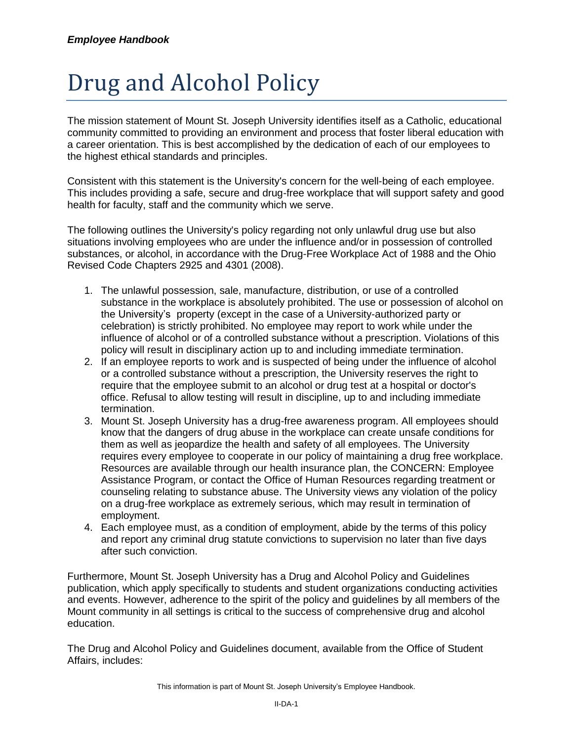*Employee Handbook*

# Drug and Alcohol Policy

The mission statement of Mount St. Joseph University identifies itself as a Catholic, educational community committed to providing an environment and process that foster liberal education with a career orientation. This is best accomplished by the dedication of each of our employees to the highest ethical standards and principles.

Consistent with this statement is the University's concern for the well-being of each employee. This includes providing a safe, secure and drug-free workplace that will support safety and good health for faculty, staff and the community which we serve.

The following outlines the University's policy regarding not only unlawful drug use but also situations involving employees who are under the influence and/or in possession of controlled substances, or alcohol, in accordance with the Drug-Free Workplace Act of 1988 and the Ohio Revised Code Chapters 2925 and 4301 (2008).

1. The unlawful possession, sale, manufacture, distribution, or use of a controlled substance in the workplace is absolutely prohibited. The use or possession of alcohol on the University's property (except in the case of a University-authorized party or celebration) is strictly prohibited. No employee may report to work while under the influence of alcohol or of a controlled substance without a prescription. Violations of this policy will result in disciplinary action up to and including immediate termination.
2. If an employee reports to work and is suspected of being under the influence of alcohol or a controlled substance without a prescription, the University reserves the right to require that the employee submit to an alcohol or drug test at a hospital or doctor's office. Refusal to allow testing will result in discipline, up to and including immediate termination.
3. Mount St. Joseph University has a drug-free awareness program. All employees should know that the dangers of drug abuse in the workplace can create unsafe conditions for them as well as jeopardize the health and safety of all employees. The University requires every employee to cooperate in our policy of maintaining a drug free workplace. Resources are available through our health insurance plan, the CONCERN: Employee Assistance Program, or contact the Office of Human Resources regarding treatment or counseling relating to substance abuse. The University views any violation of the policy on a drug-free workplace as extremely serious, which may result in termination of employment.
4. Each employee must, as a condition of employment, abide by the terms of this policy and report any criminal drug statute convictions to supervision no later than five days after such conviction.

Furthermore, Mount St. Joseph University has a Drug and Alcohol Policy and Guidelines publication, which apply specifically to students and student organizations conducting activities and events. However, adherence to the spirit of the policy and guidelines by all members of the Mount community in all settings is critical to the success of comprehensive drug and alcohol education.

The Drug and Alcohol Policy and Guidelines document, available from the Office of Student Affairs, includes: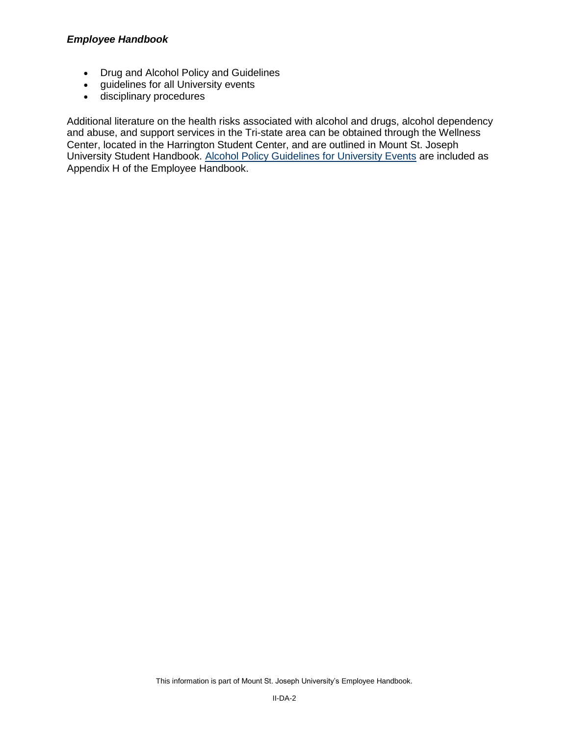- Drug and Alcohol Policy and Guidelines
- guidelines for all University events
- disciplinary procedures

Additional literature on the health risks associated with alcohol and drugs, alcohol dependency and abuse, and support services in the Tri-state area can be obtained through the Wellness Center, located in the Harrington Student Center, and are outlined in Mount St. Joseph University Student Handbook. Alcohol Policy Guidelines for University Events are included as Appendix H of the Employee Handbook.